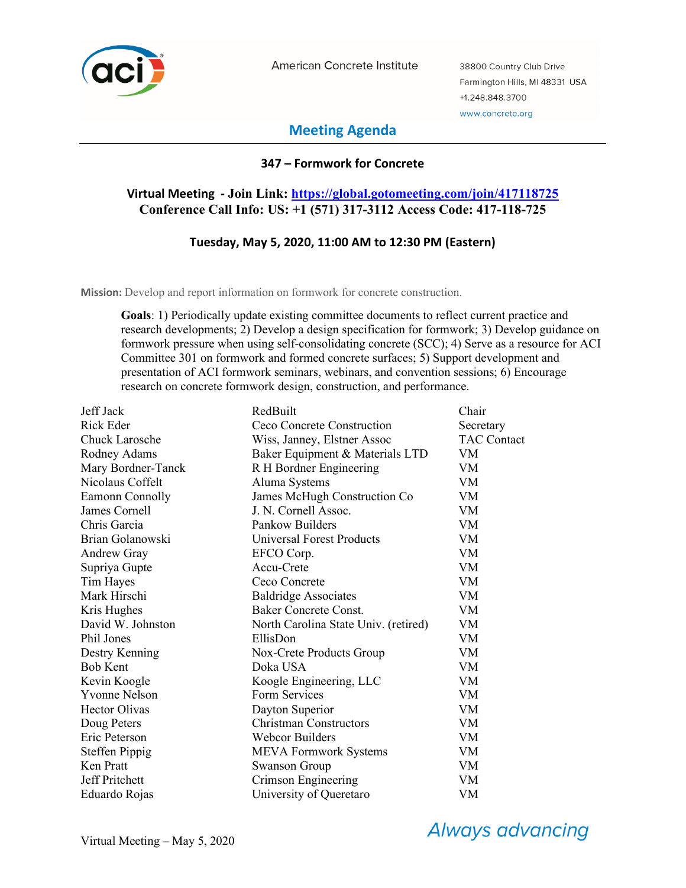American Concrete Institute

38800 Country Club Drive
Farmington Hills, MI 48331 USA
+1.248.848.3700
www.concrete.org

# Meeting Agenda

## 347 – Formwork for Concrete

**Virtual Meeting - Join Link: [https://global.gotomeeting.com/join/417118725](https://global.gotomeeting.com/join/417118725)**
**Conference Call Info: US: +1 (571) 317-3112 Access Code: 417-118-725**

**Tuesday, May 5, 2020, 11:00 AM to 12:30 PM (Eastern)**

**Mission:** Develop and report information on formwork for concrete construction.

**Goals**: 1) Periodically update existing committee documents to reflect current practice and research developments; 2) Develop a design specification for formwork; 3) Develop guidance on formwork pressure when using self-consolidating concrete (SCC); 4) Serve as a resource for ACI Committee 301 on formwork and formed concrete surfaces; 5) Support development and presentation of ACI formwork seminars, webinars, and convention sessions; 6) Encourage research on concrete formwork design, construction, and performance.

| | | |
|---|---|---|
| Jeff Jack | RedBuilt | Chair |
| Rick Eder | Ceco Concrete Construction | Secretary |
| Chuck Larosche | Wiss, Janney, Elstner Assoc | TAC Contact |
| Rodney Adams | Baker Equipment & Materials LTD | VM |
| Mary Bordner-Tanck | R H Bordner Engineering | VM |
| Nicolaus Coffelt | Aluma Systems | VM |
| Eamonn Connolly | James McHugh Construction Co | VM |
| James Cornell | J. N. Cornell Assoc. | VM |
| Chris Garcia | Pankow Builders | VM |
| Brian Golanowski | Universal Forest Products | VM |
| Andrew Gray | EFCO Corp. | VM |
| Supriya Gupte | Accu-Crete | VM |
| Tim Hayes | Ceco Concrete | VM |
| Mark Hirschi | Baldridge Associates | VM |
| Kris Hughes | Baker Concrete Const. | VM |
| David W. Johnston | North Carolina State Univ. (retired) | VM |
| Phil Jones | EllisDon | VM |
| Destry Kenning | Nox-Crete Products Group | VM |
| Bob Kent | Doka USA | VM |
| Kevin Koogle | Koogle Engineering, LLC | VM |
| Yvonne Nelson | Form Services | VM |
| Hector Olivas | Dayton Superior | VM |
| Doug Peters | Christman Constructors | VM |
| Eric Peterson | Webcor Builders | VM |
| Steffen Pippig | MEVA Formwork Systems | VM |
| Ken Pratt | Swanson Group | VM |
| Jeff Pritchett | Crimson Engineering | VM |
| Eduardo Rojas | University of Queretaro | VM |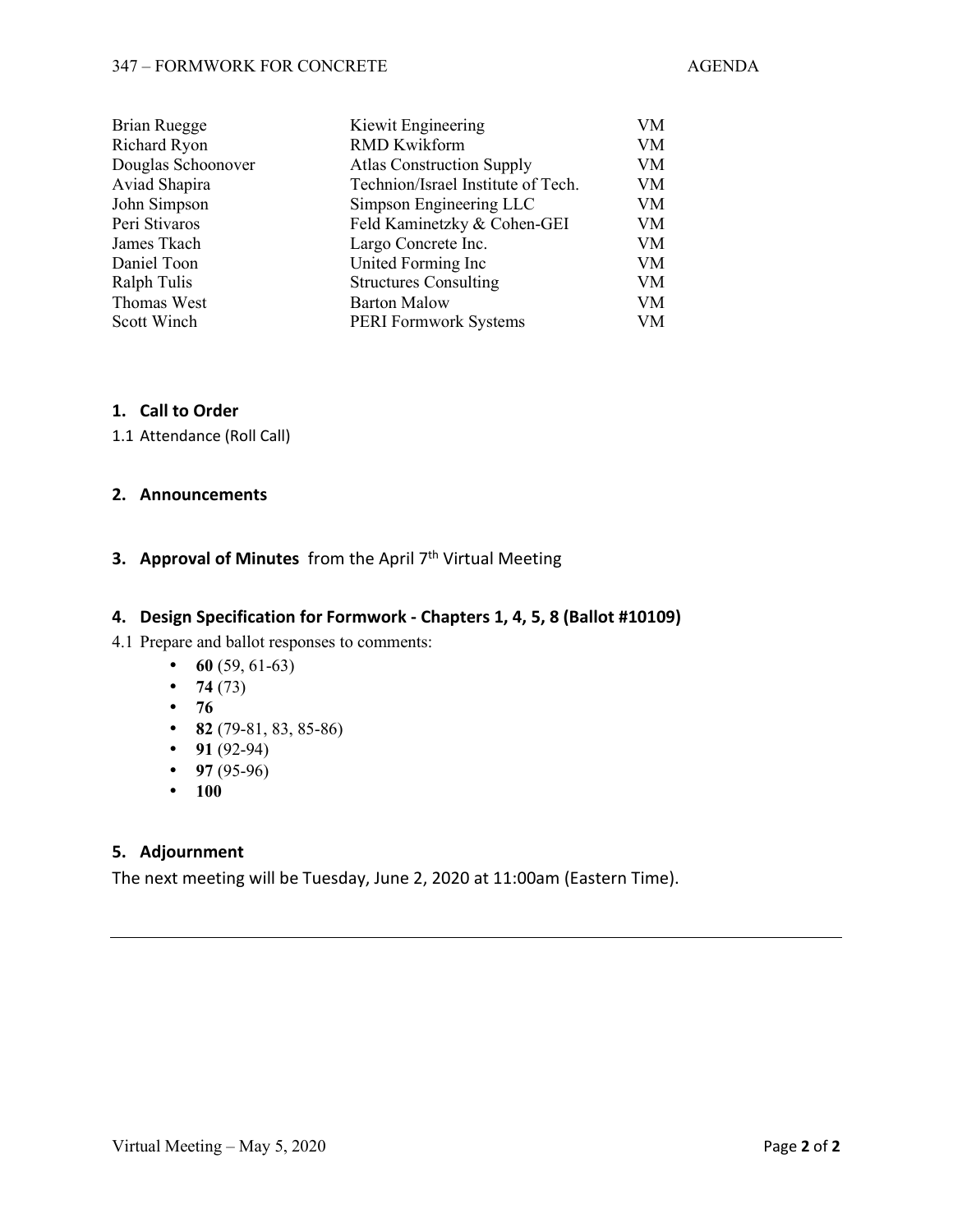| | | |
|---|---|---|
| Brian Ruegge | Kiewit Engineering | VM |
| Richard Ryon | RMD Kwikform | VM |
| Douglas Schoonover | Atlas Construction Supply | VM |
| Aviad Shapira | Technion/Israel Institute of Tech. | VM |
| John Simpson | Simpson Engineering LLC | VM |
| Peri Stivaros | Feld Kaminetzky & Cohen-GEI | VM |
| James Tkach | Largo Concrete Inc. | VM |
| Daniel Toon | United Forming Inc | VM |
| Ralph Tulis | Structures Consulting | VM |
| Thomas West | Barton Malow | VM |
| Scott Winch | PERI Formwork Systems | VM |

## 1. Call to Order

1.1 Attendance (Roll Call)

## 2. Announcements

## 3. Approval of Minutes from the April 7th Virtual Meeting

## 4. Design Specification for Formwork - Chapters 1, 4, 5, 8 (Ballot #10109)

4.1 Prepare and ballot responses to comments:

- **60** (59, 61-63)
- **74** (73)
- **76**
- **82** (79-81, 83, 85-86)
- **91** (92-94)
- **97** (95-96)
- **100**

## 5. Adjournment

The next meeting will be Tuesday, June 2, 2020 at 11:00am (Eastern Time).